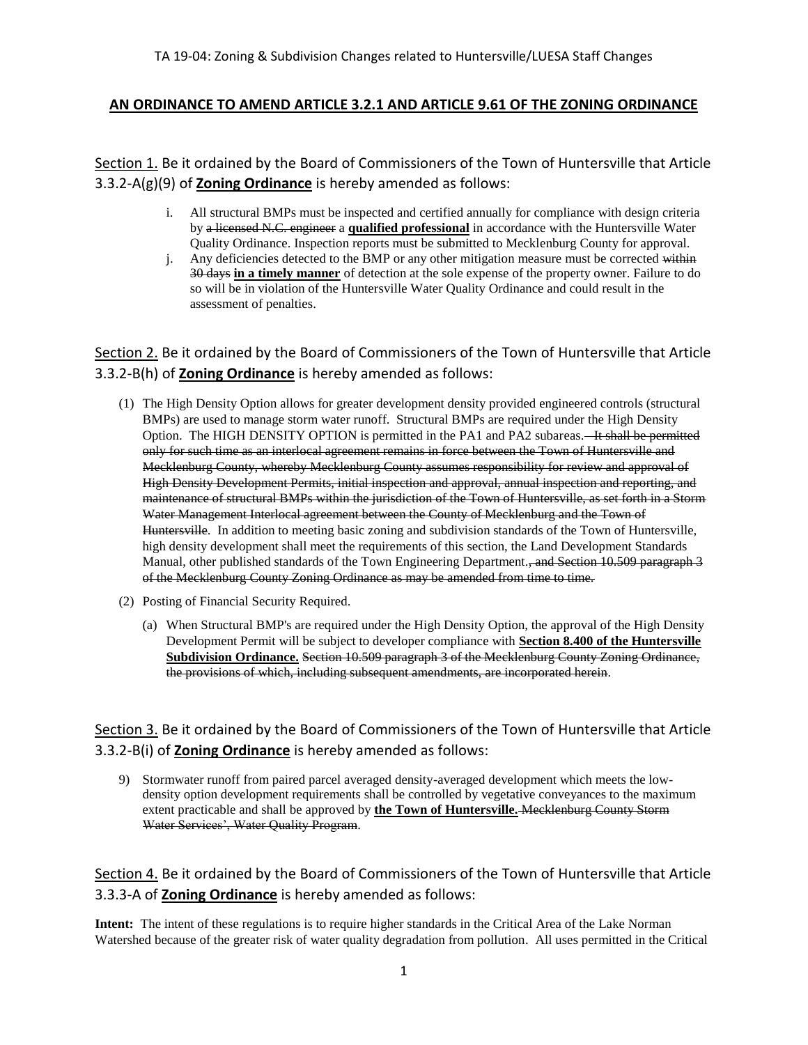TA 19-04: Zoning & Subdivision Changes related to Huntersville/LUESA Staff Changes

## AN ORDINANCE TO AMEND ARTICLE 3.2.1 AND ARTICLE 9.61 OF THE ZONING ORDINANCE

Section 1. Be it ordained by the Board of Commissioners of the Town of Huntersville that Article 3.3.2-A(g)(9) of **Zoning Ordinance** is hereby amended as follows:

i. All structural BMPs must be inspected and certified annually for compliance with design criteria by ~~a licensed N.C. engineer~~ a **qualified professional** in accordance with the Huntersville Water Quality Ordinance. Inspection reports must be submitted to Mecklenburg County for approval.

j. Any deficiencies detected to the BMP or any other mitigation measure must be corrected ~~within 30 days~~ **in a timely manner** of detection at the sole expense of the property owner. Failure to do so will be in violation of the Huntersville Water Quality Ordinance and could result in the assessment of penalties.

Section 2. Be it ordained by the Board of Commissioners of the Town of Huntersville that Article 3.3.2-B(h) of **Zoning Ordinance** is hereby amended as follows:

(1) The High Density Option allows for greater development density provided engineered controls (structural BMPs) are used to manage storm water runoff. Structural BMPs are required under the High Density Option. The HIGH DENSITY OPTION is permitted in the PA1 and PA2 subareas. ~~It shall be permitted only for such time as an interlocal agreement remains in force between the Town of Huntersville and Mecklenburg County, whereby Mecklenburg County assumes responsibility for review and approval of High Density Development Permits, initial inspection and approval, annual inspection and reporting, and maintenance of structural BMPs within the jurisdiction of the Town of Huntersville, as set forth in a Storm Water Management Interlocal agreement between the County of Mecklenburg and the Town of Huntersville~~. In addition to meeting basic zoning and subdivision standards of the Town of Huntersville, high density development shall meet the requirements of this section, the Land Development Standards Manual, other published standards of the Town Engineering Department.~~, and Section 10.509 paragraph 3 of the Mecklenburg County Zoning Ordinance as may be amended from time to time.~~

(2) Posting of Financial Security Required.

(a) When Structural BMP's are required under the High Density Option, the approval of the High Density Development Permit will be subject to developer compliance with **Section 8.400 of the Huntersville Subdivision Ordinance.** ~~Section 10.509 paragraph 3 of the Mecklenburg County Zoning Ordinance, the provisions of which, including subsequent amendments, are incorporated herein~~.

Section 3. Be it ordained by the Board of Commissioners of the Town of Huntersville that Article 3.3.2-B(i) of **Zoning Ordinance** is hereby amended as follows:

9) Stormwater runoff from paired parcel averaged density-averaged development which meets the low-density option development requirements shall be controlled by vegetative conveyances to the maximum extent practicable and shall be approved by **the Town of Huntersville.** ~~Mecklenburg County Storm Water Services', Water Quality Program~~.

Section 4. Be it ordained by the Board of Commissioners of the Town of Huntersville that Article 3.3.3-A of **Zoning Ordinance** is hereby amended as follows:

**Intent:** The intent of these regulations is to require higher standards in the Critical Area of the Lake Norman Watershed because of the greater risk of water quality degradation from pollution. All uses permitted in the Critical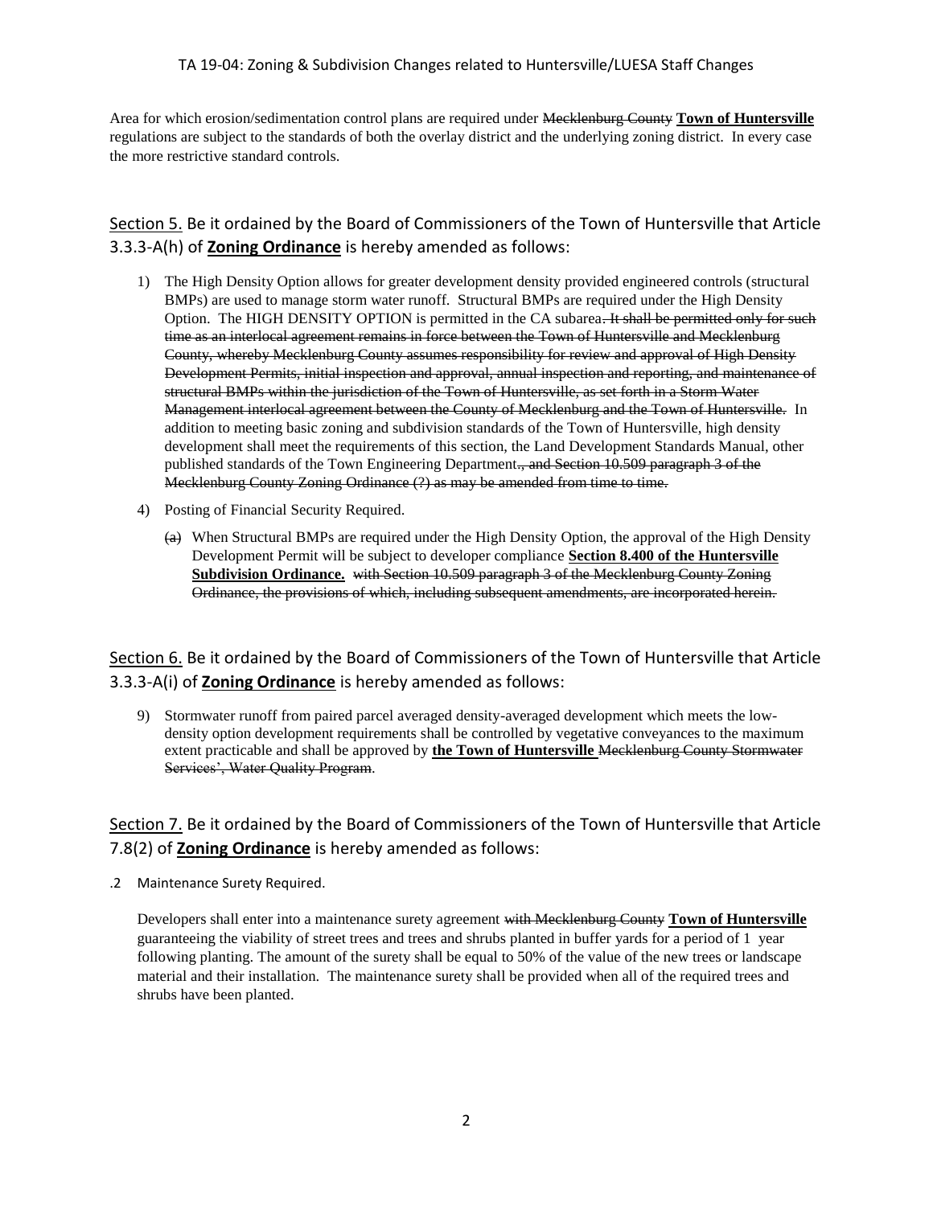Area for which erosion/sedimentation control plans are required under ~~Mecklenburg County~~ **Town of Huntersville** regulations are subject to the standards of both the overlay district and the underlying zoning district. In every case the more restrictive standard controls.

## Section 5. Be it ordained by the Board of Commissioners of the Town of Huntersville that Article 3.3.3-A(h) of **Zoning Ordinance** is hereby amended as follows:

1) The High Density Option allows for greater development density provided engineered controls (structural BMPs) are used to manage storm water runoff. Structural BMPs are required under the High Density Option. The HIGH DENSITY OPTION is permitted in the CA subarea~~. It shall be permitted only for such time as an interlocal agreement remains in force between the Town of Huntersville and Mecklenburg County, whereby Mecklenburg County assumes responsibility for review and approval of High Density Development Permits, initial inspection and approval, annual inspection and reporting, and maintenance of structural BMPs within the jurisdiction of the Town of Huntersville, as set forth in a Storm Water Management interlocal agreement between the County of Mecklenburg and the Town of Huntersville.~~ In addition to meeting basic zoning and subdivision standards of the Town of Huntersville, high density development shall meet the requirements of this section, the Land Development Standards Manual, other published standards of the Town Engineering Department~~., and Section 10.509 paragraph 3 of the Mecklenburg County Zoning Ordinance (?) as may be amended from time to time.~~

4) Posting of Financial Security Required.

   ~~(a)~~ When Structural BMPs are required under the High Density Option, the approval of the High Density Development Permit will be subject to developer compliance **Section 8.400 of the Huntersville Subdivision Ordinance.** ~~with Section 10.509 paragraph 3 of the Mecklenburg County Zoning Ordinance, the provisions of which, including subsequent amendments, are incorporated herein.~~

## Section 6. Be it ordained by the Board of Commissioners of the Town of Huntersville that Article 3.3.3-A(i) of **Zoning Ordinance** is hereby amended as follows:

9) Stormwater runoff from paired parcel averaged density-averaged development which meets the low-density option development requirements shall be controlled by vegetative conveyances to the maximum extent practicable and shall be approved by **the Town of Huntersville** ~~Mecklenburg County Stormwater Services', Water Quality Program~~.

## Section 7. Be it ordained by the Board of Commissioners of the Town of Huntersville that Article 7.8(2) of **Zoning Ordinance** is hereby amended as follows:

.2 Maintenance Surety Required.

Developers shall enter into a maintenance surety agreement ~~with Mecklenburg County~~ **Town of Huntersville** guaranteeing the viability of street trees and trees and shrubs planted in buffer yards for a period of 1 year following planting. The amount of the surety shall be equal to 50% of the value of the new trees or landscape material and their installation. The maintenance surety shall be provided when all of the required trees and shrubs have been planted.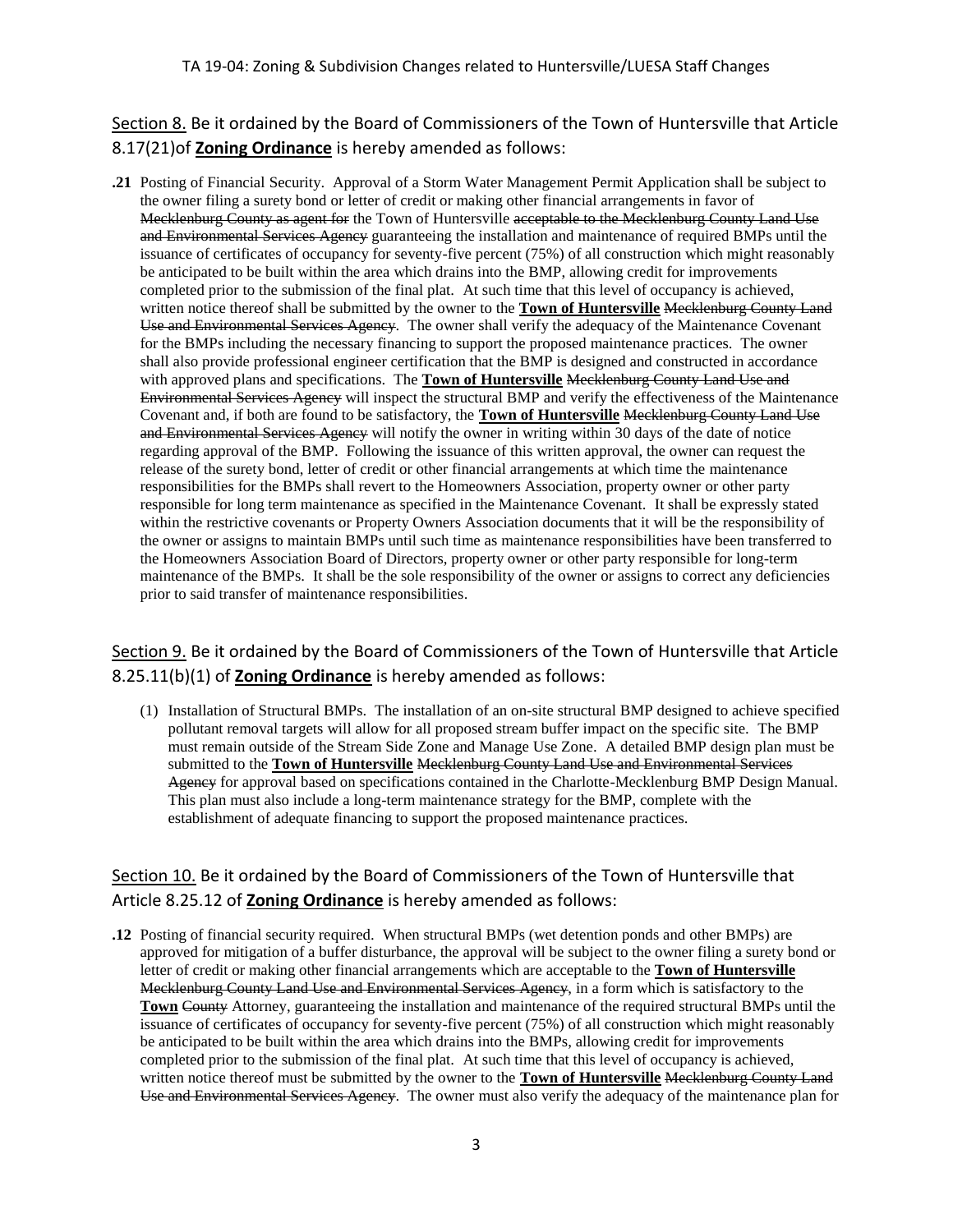Section 8. Be it ordained by the Board of Commissioners of the Town of Huntersville that Article 8.17(21)of **Zoning Ordinance** is hereby amended as follows:

**.21** Posting of Financial Security. Approval of a Storm Water Management Permit Application shall be subject to the owner filing a surety bond or letter of credit or making other financial arrangements in favor of ~~Mecklenburg County as agent for~~ the Town of Huntersville ~~acceptable to the Mecklenburg County Land Use and Environmental Services Agency~~ guaranteeing the installation and maintenance of required BMPs until the issuance of certificates of occupancy for seventy-five percent (75%) of all construction which might reasonably be anticipated to be built within the area which drains into the BMP, allowing credit for improvements completed prior to the submission of the final plat. At such time that this level of occupancy is achieved, written notice thereof shall be submitted by the owner to the **Town of Huntersville** ~~Mecklenburg County Land Use and Environmental Services Agency~~. The owner shall verify the adequacy of the Maintenance Covenant for the BMPs including the necessary financing to support the proposed maintenance practices. The owner shall also provide professional engineer certification that the BMP is designed and constructed in accordance with approved plans and specifications. The **Town of Huntersville** ~~Mecklenburg County Land Use and Environmental Services Agency~~ will inspect the structural BMP and verify the effectiveness of the Maintenance Covenant and, if both are found to be satisfactory, the **Town of Huntersville** ~~Mecklenburg County Land Use and Environmental Services Agency~~ will notify the owner in writing within 30 days of the date of notice regarding approval of the BMP. Following the issuance of this written approval, the owner can request the release of the surety bond, letter of credit or other financial arrangements at which time the maintenance responsibilities for the BMPs shall revert to the Homeowners Association, property owner or other party responsible for long term maintenance as specified in the Maintenance Covenant. It shall be expressly stated within the restrictive covenants or Property Owners Association documents that it will be the responsibility of the owner or assigns to maintain BMPs until such time as maintenance responsibilities have been transferred to the Homeowners Association Board of Directors, property owner or other party responsible for long-term maintenance of the BMPs. It shall be the sole responsibility of the owner or assigns to correct any deficiencies prior to said transfer of maintenance responsibilities.

Section 9. Be it ordained by the Board of Commissioners of the Town of Huntersville that Article 8.25.11(b)(1) of **Zoning Ordinance** is hereby amended as follows:

(1) Installation of Structural BMPs. The installation of an on-site structural BMP designed to achieve specified pollutant removal targets will allow for all proposed stream buffer impact on the specific site. The BMP must remain outside of the Stream Side Zone and Manage Use Zone. A detailed BMP design plan must be submitted to the **Town of Huntersville** ~~Mecklenburg County Land Use and Environmental Services Agency~~ for approval based on specifications contained in the Charlotte-Mecklenburg BMP Design Manual. This plan must also include a long-term maintenance strategy for the BMP, complete with the establishment of adequate financing to support the proposed maintenance practices.

Section 10. Be it ordained by the Board of Commissioners of the Town of Huntersville that Article 8.25.12 of **Zoning Ordinance** is hereby amended as follows:

**.12** Posting of financial security required. When structural BMPs (wet detention ponds and other BMPs) are approved for mitigation of a buffer disturbance, the approval will be subject to the owner filing a surety bond or letter of credit or making other financial arrangements which are acceptable to the **Town of Huntersville** ~~Mecklenburg County Land Use and Environmental Services Agency~~, in a form which is satisfactory to the **Town** ~~County~~ Attorney, guaranteeing the installation and maintenance of the required structural BMPs until the issuance of certificates of occupancy for seventy-five percent (75%) of all construction which might reasonably be anticipated to be built within the area which drains into the BMPs, allowing credit for improvements completed prior to the submission of the final plat. At such time that this level of occupancy is achieved, written notice thereof must be submitted by the owner to the **Town of Huntersville** ~~Mecklenburg County Land Use and Environmental Services Agency~~. The owner must also verify the adequacy of the maintenance plan for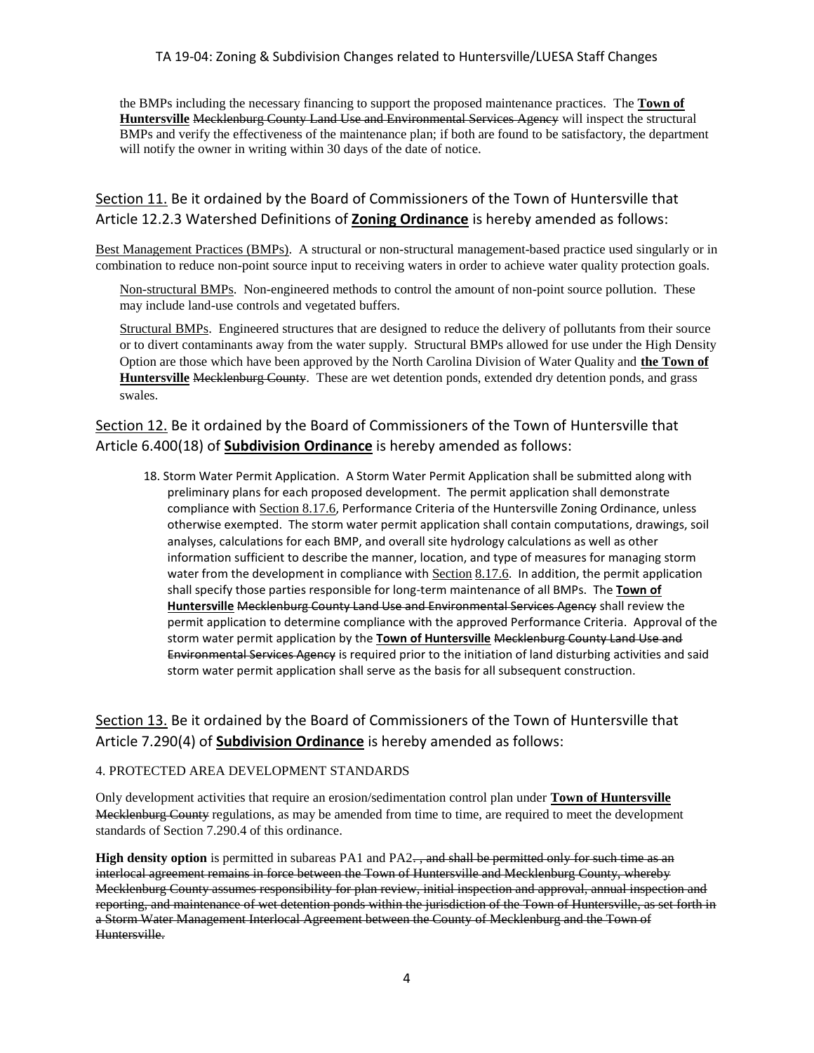the BMPs including the necessary financing to support the proposed maintenance practices. The **Town of Huntersville** ~~Mecklenburg County Land Use and Environmental Services Agency~~ will inspect the structural BMPs and verify the effectiveness of the maintenance plan; if both are found to be satisfactory, the department will notify the owner in writing within 30 days of the date of notice.

## Section 11. Be it ordained by the Board of Commissioners of the Town of Huntersville that Article 12.2.3 Watershed Definitions of **Zoning Ordinance** is hereby amended as follows:

Best Management Practices (BMPs). A structural or non-structural management-based practice used singularly or in combination to reduce non-point source input to receiving waters in order to achieve water quality protection goals.

Non-structural BMPs. Non-engineered methods to control the amount of non-point source pollution. These may include land-use controls and vegetated buffers.

Structural BMPs. Engineered structures that are designed to reduce the delivery of pollutants from their source or to divert contaminants away from the water supply. Structural BMPs allowed for use under the High Density Option are those which have been approved by the North Carolina Division of Water Quality and **the Town of Huntersville** ~~Mecklenburg County~~. These are wet detention ponds, extended dry detention ponds, and grass swales.

## Section 12. Be it ordained by the Board of Commissioners of the Town of Huntersville that Article 6.400(18) of **Subdivision Ordinance** is hereby amended as follows:

18. Storm Water Permit Application. A Storm Water Permit Application shall be submitted along with preliminary plans for each proposed development. The permit application shall demonstrate compliance with Section 8.17.6, Performance Criteria of the Huntersville Zoning Ordinance, unless otherwise exempted. The storm water permit application shall contain computations, drawings, soil analyses, calculations for each BMP, and overall site hydrology calculations as well as other information sufficient to describe the manner, location, and type of measures for managing storm water from the development in compliance with Section 8.17.6. In addition, the permit application shall specify those parties responsible for long-term maintenance of all BMPs. The **Town of Huntersville** ~~Mecklenburg County Land Use and Environmental Services Agency~~ shall review the permit application to determine compliance with the approved Performance Criteria. Approval of the storm water permit application by the **Town of Huntersville** ~~Mecklenburg County Land Use and Environmental Services Agency~~ is required prior to the initiation of land disturbing activities and said storm water permit application shall serve as the basis for all subsequent construction.

## Section 13. Be it ordained by the Board of Commissioners of the Town of Huntersville that Article 7.290(4) of **Subdivision Ordinance** is hereby amended as follows:

4. PROTECTED AREA DEVELOPMENT STANDARDS

Only development activities that require an erosion/sedimentation control plan under **Town of Huntersville** ~~Mecklenburg County~~ regulations, as may be amended from time to time, are required to meet the development standards of Section 7.290.4 of this ordinance.

**High density option** is permitted in subareas PA1 and PA2. ~~, and shall be permitted only for such time as an interlocal agreement remains in force between the Town of Huntersville and Mecklenburg County, whereby Mecklenburg County assumes responsibility for plan review, initial inspection and approval, annual inspection and reporting, and maintenance of wet detention ponds within the jurisdiction of the Town of Huntersville, as set forth in a Storm Water Management Interlocal Agreement between the County of Mecklenburg and the Town of Huntersville.~~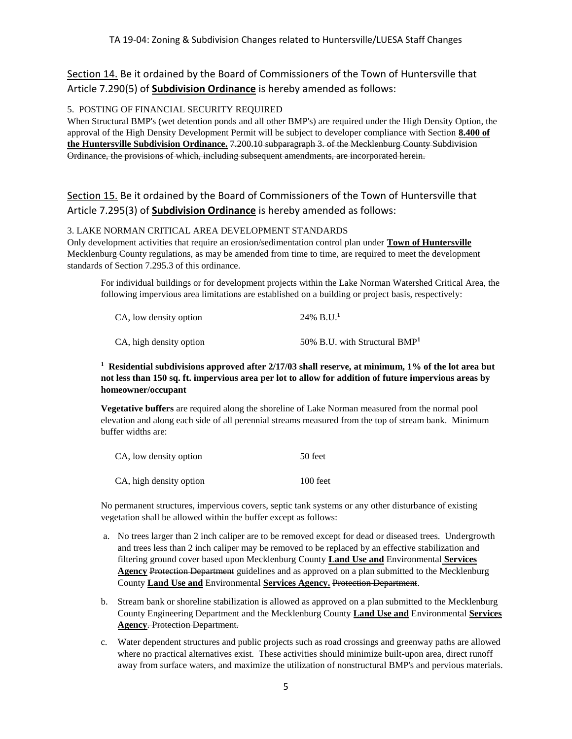Section 14. Be it ordained by the Board of Commissioners of the Town of Huntersville that Article 7.290(5) of **Subdivision Ordinance** is hereby amended as follows:

5. POSTING OF FINANCIAL SECURITY REQUIRED

When Structural BMP's (wet detention ponds and all other BMP's) are required under the High Density Option, the approval of the High Density Development Permit will be subject to developer compliance with Section **8.400 of the Huntersville Subdivision Ordinance.** ~~7.200.10 subparagraph 3. of the Mecklenburg County Subdivision Ordinance, the provisions of which, including subsequent amendments, are incorporated herein.~~

Section 15. Be it ordained by the Board of Commissioners of the Town of Huntersville that Article 7.295(3) of **Subdivision Ordinance** is hereby amended as follows:

3. LAKE NORMAN CRITICAL AREA DEVELOPMENT STANDARDS

Only development activities that require an erosion/sedimentation control plan under **Town of Huntersville** ~~Mecklenburg County~~ regulations, as may be amended from time to time, are required to meet the development standards of Section 7.295.3 of this ordinance.

For individual buildings or for development projects within the Lake Norman Watershed Critical Area, the following impervious area limitations are established on a building or project basis, respectively:

| | |
|---|---|
| CA, low density option | 24% B.U.[1] |
| CA, high density option | 50% B.U. with Structural BMP[1] |

**[1] Residential subdivisions approved after 2/17/03 shall reserve, at minimum, 1% of the lot area but not less than 150 sq. ft. impervious area per lot to allow for addition of future impervious areas by homeowner/occupant**

**Vegetative buffers** are required along the shoreline of Lake Norman measured from the normal pool elevation and along each side of all perennial streams measured from the top of stream bank. Minimum buffer widths are:

| | |
|---|---|
| CA, low density option | 50 feet |
| CA, high density option | 100 feet |

No permanent structures, impervious covers, septic tank systems or any other disturbance of existing vegetation shall be allowed within the buffer except as follows:

a. No trees larger than 2 inch caliper are to be removed except for dead or diseased trees. Undergrowth and trees less than 2 inch caliper may be removed to be replaced by an effective stabilization and filtering ground cover based upon Mecklenburg County **Land Use and** Environmental **Services Agency** ~~Protection Department~~ guidelines and as approved on a plan submitted to the Mecklenburg County **Land Use and** Environmental **Services Agency.** ~~Protection Department~~.

b. Stream bank or shoreline stabilization is allowed as approved on a plan submitted to the Mecklenburg County Engineering Department and the Mecklenburg County **Land Use and** Environmental **Services Agency**~~. Protection Department.~~

c. Water dependent structures and public projects such as road crossings and greenway paths are allowed where no practical alternatives exist. These activities should minimize built-upon area, direct runoff away from surface waters, and maximize the utilization of nonstructural BMP's and pervious materials.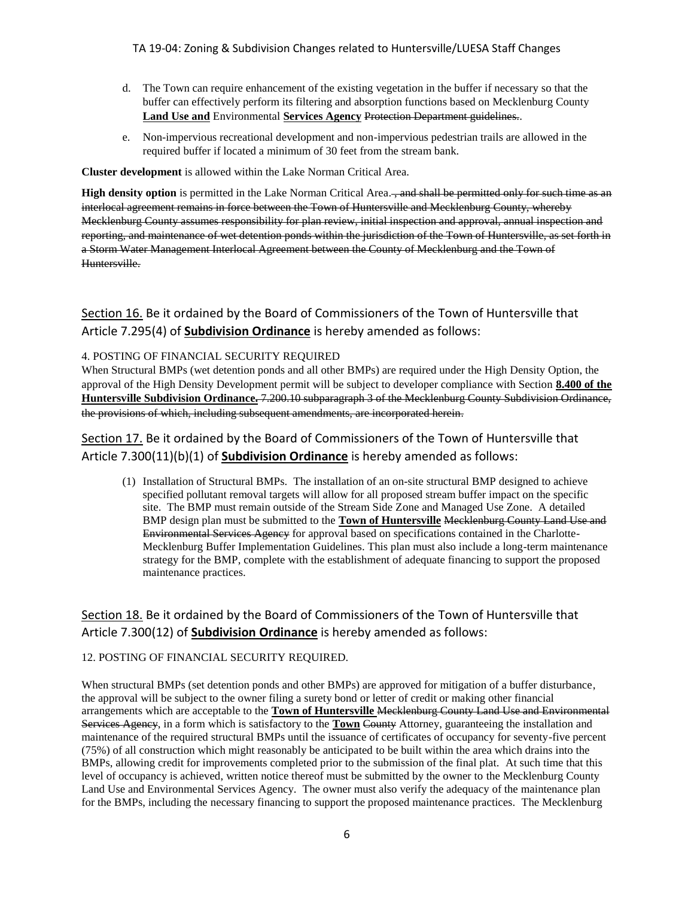d. The Town can require enhancement of the existing vegetation in the buffer if necessary so that the buffer can effectively perform its filtering and absorption functions based on Mecklenburg County **Land Use and** Environmental **Services Agency** ~~Protection Department guidelines.~~.

e. Non-impervious recreational development and non-impervious pedestrian trails are allowed in the required buffer if located a minimum of 30 feet from the stream bank.

**Cluster development** is allowed within the Lake Norman Critical Area.

**High density option** is permitted in the Lake Norman Critical Area.~~, and shall be permitted only for such time as an interlocal agreement remains in force between the Town of Huntersville and Mecklenburg County, whereby Mecklenburg County assumes responsibility for plan review, initial inspection and approval, annual inspection and reporting, and maintenance of wet detention ponds within the jurisdiction of the Town of Huntersville, as set forth in a Storm Water Management Interlocal Agreement between the County of Mecklenburg and the Town of Huntersville.~~

## Section 16. Be it ordained by the Board of Commissioners of the Town of Huntersville that Article 7.295(4) of **Subdivision Ordinance** is hereby amended as follows:

4. POSTING OF FINANCIAL SECURITY REQUIRED

When Structural BMPs (wet detention ponds and all other BMPs) are required under the High Density Option, the approval of the High Density Development permit will be subject to developer compliance with Section **8.400 of the Huntersville Subdivision Ordinance.** ~~7.200.10 subparagraph 3 of the Mecklenburg County Subdivision Ordinance, the provisions of which, including subsequent amendments, are incorporated herein.~~

## Section 17. Be it ordained by the Board of Commissioners of the Town of Huntersville that Article 7.300(11)(b)(1) of **Subdivision Ordinance** is hereby amended as follows:

(1) Installation of Structural BMPs. The installation of an on-site structural BMP designed to achieve specified pollutant removal targets will allow for all proposed stream buffer impact on the specific site. The BMP must remain outside of the Stream Side Zone and Managed Use Zone. A detailed BMP design plan must be submitted to the **Town of Huntersville** ~~Mecklenburg County Land Use and Environmental Services Agency~~ for approval based on specifications contained in the Charlotte-Mecklenburg Buffer Implementation Guidelines. This plan must also include a long-term maintenance strategy for the BMP, complete with the establishment of adequate financing to support the proposed maintenance practices.

## Section 18. Be it ordained by the Board of Commissioners of the Town of Huntersville that Article 7.300(12) of **Subdivision Ordinance** is hereby amended as follows:

12. POSTING OF FINANCIAL SECURITY REQUIRED.

When structural BMPs (set detention ponds and other BMPs) are approved for mitigation of a buffer disturbance, the approval will be subject to the owner filing a surety bond or letter of credit or making other financial arrangements which are acceptable to the **Town of Huntersville** ~~Mecklenburg County Land Use and Environmental Services Agency~~, in a form which is satisfactory to the **Town** ~~County~~ Attorney, guaranteeing the installation and maintenance of the required structural BMPs until the issuance of certificates of occupancy for seventy-five percent (75%) of all construction which might reasonably be anticipated to be built within the area which drains into the BMPs, allowing credit for improvements completed prior to the submission of the final plat. At such time that this level of occupancy is achieved, written notice thereof must be submitted by the owner to the Mecklenburg County Land Use and Environmental Services Agency. The owner must also verify the adequacy of the maintenance plan for the BMPs, including the necessary financing to support the proposed maintenance practices. The Mecklenburg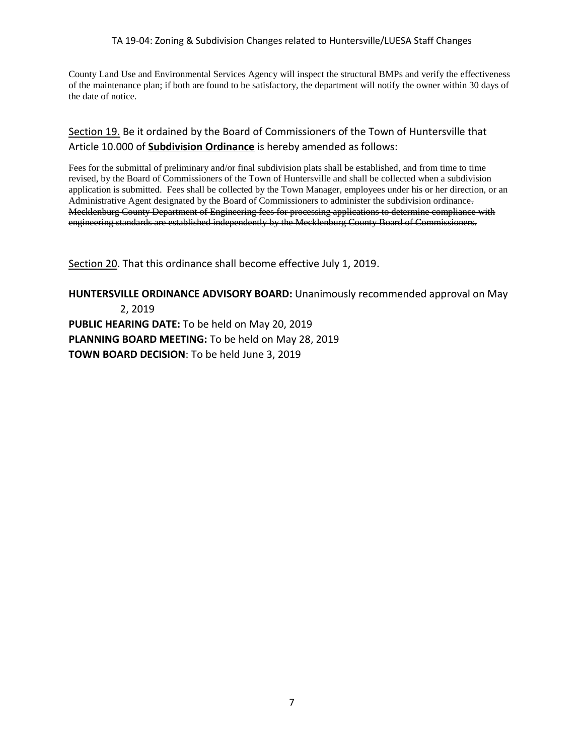County Land Use and Environmental Services Agency will inspect the structural BMPs and verify the effectiveness of the maintenance plan; if both are found to be satisfactory, the department will notify the owner within 30 days of the date of notice.

<u>Section 19.</u> Be it ordained by the Board of Commissioners of the Town of Huntersville that Article 10.000 of **<u>Subdivision Ordinance</u>** is hereby amended as follows:

Fees for the submittal of preliminary and/or final subdivision plats shall be established, and from time to time revised, by the Board of Commissioners of the Town of Huntersville and shall be collected when a subdivision application is submitted. Fees shall be collected by the Town Manager, employees under his or her direction, or an Administrative Agent designated by the Board of Commissioners to administer the subdivision ordinance~~. Mecklenburg County Department of Engineering fees for processing applications to determine compliance with engineering standards are established independently by the Mecklenburg County Board of Commissioners.~~

<u>Section 20</u>. That this ordinance shall become effective July 1, 2019.

**HUNTERSVILLE ORDINANCE ADVISORY BOARD:** Unanimously recommended approval on May 2, 2019
**PUBLIC HEARING DATE:** To be held on May 20, 2019
**PLANNING BOARD MEETING:** To be held on May 28, 2019
**TOWN BOARD DECISION**: To be held June 3, 2019